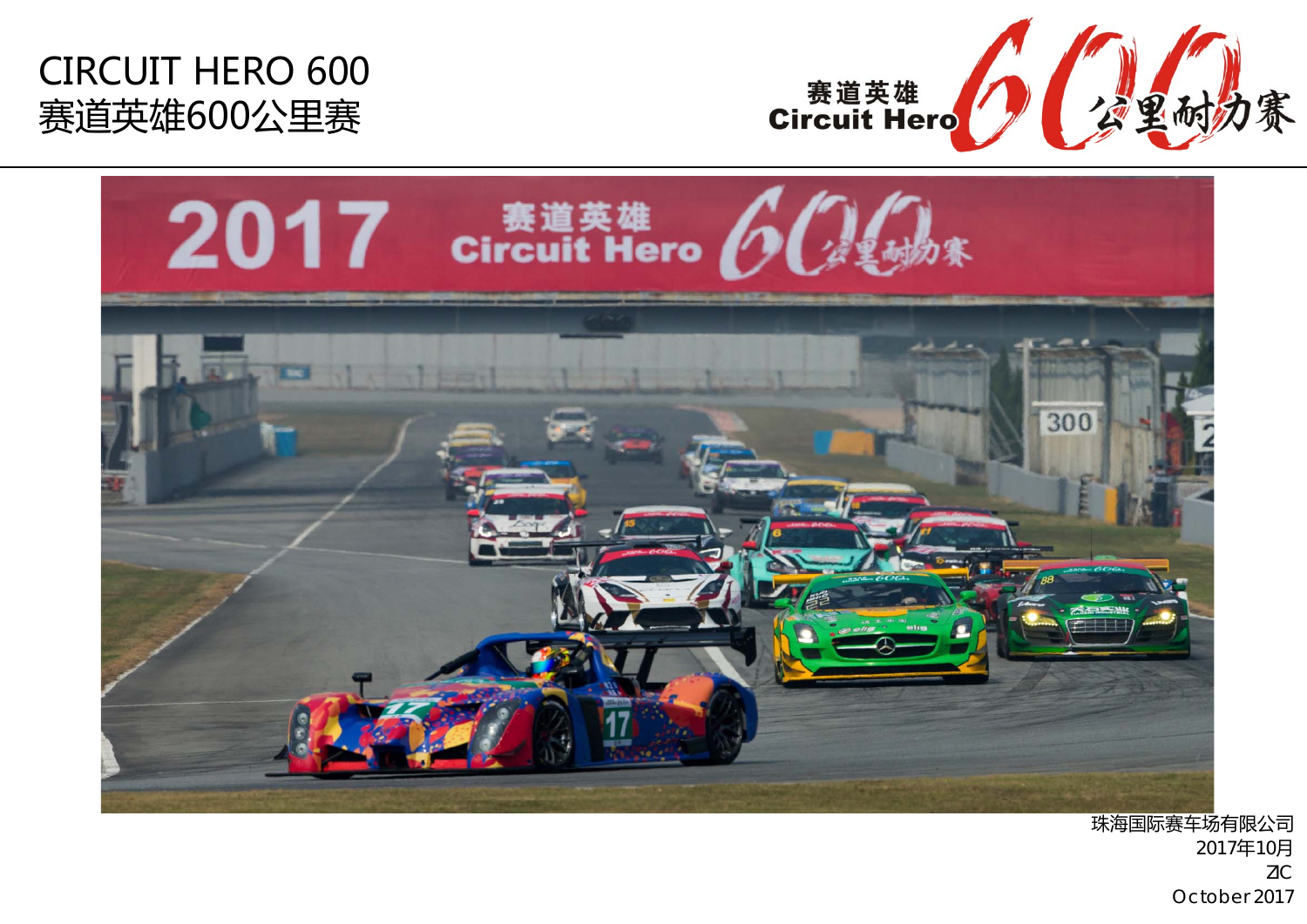# CIRCUIT HERO 600
# 赛道英雄600公里赛

赛道英雄 Circuit Hero 600 公里耐力赛

珠海国际赛车场有限公司
2017年10月
ZIC
October 2017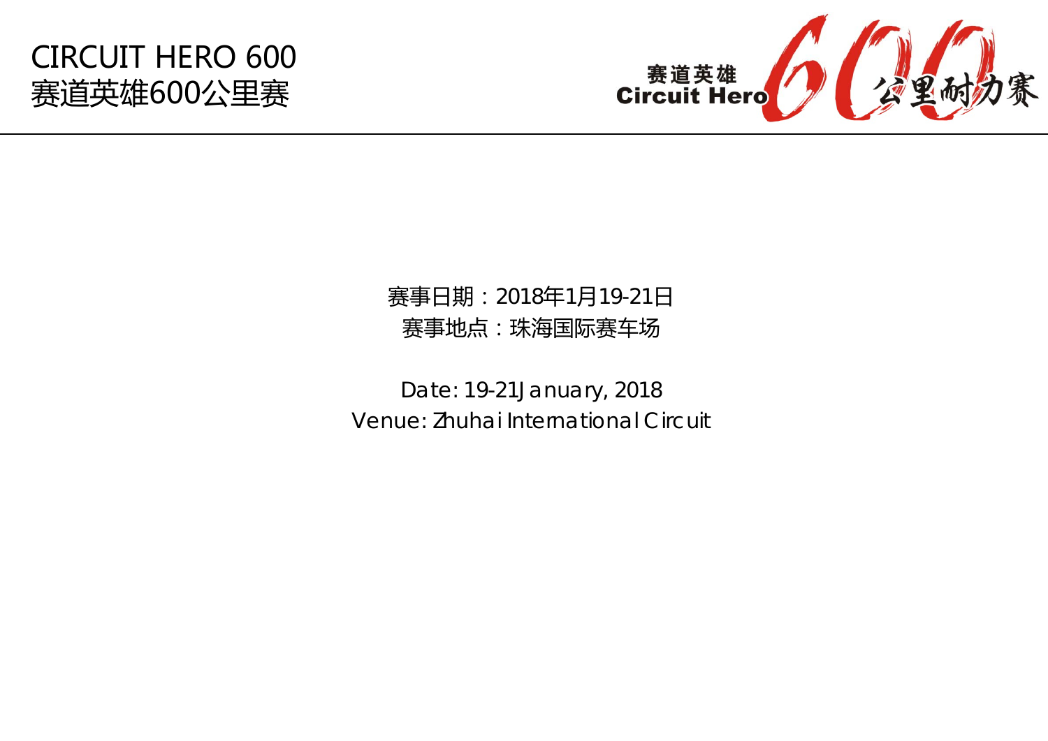赛事日期：2018年1月19-21日

赛事地点：珠海国际赛车场

Date: 19-21 January, 2018

Venue: Zhuhai International Circuit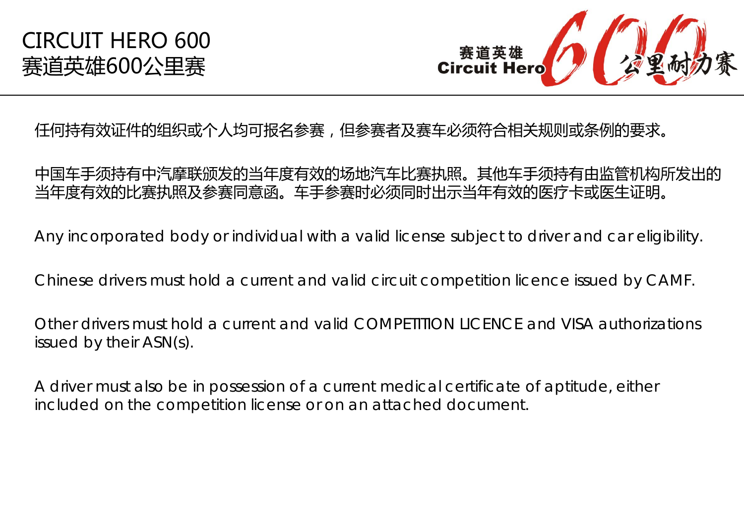# CIRCUIT HERO 600
# 赛道英雄600公里赛

任何持有效证件的组织或个人均可报名参赛，但参赛者及赛车必须符合相关规则或条例的要求。

中国车手须持有中汽摩联颁发的当年度有效的场地汽车比赛执照。其他车手须持有由监管机构所发出的当年度有效的比赛执照及参赛同意函。车手参赛时必须同时出示当年有效的医疗卡或医生证明。

Any incorporated body or individual with a valid license subject to driver and car eligibility.

Chinese drivers must hold a current and valid circuit competition licence issued by CAMF.

Other drivers must hold a current and valid COMPETITION LICENCE and VISA authorizations issued by their ASN(s).

A driver must also be in possession of a current medical certificate of aptitude, either included on the competition license or on an attached document.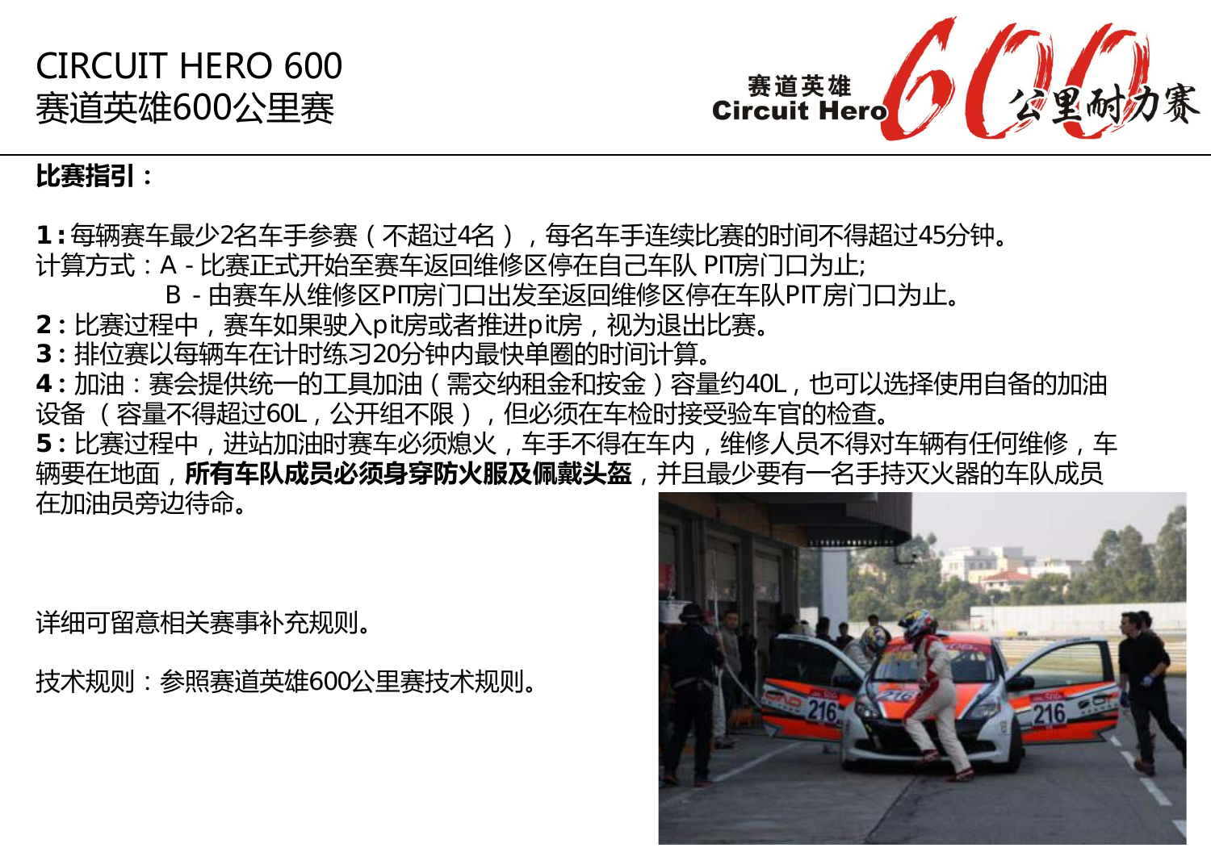# CIRCUIT HERO 600
# 赛道英雄600公里赛

**比赛指引：**

**1：**每辆赛车最少2名车手参赛（不超过4名），每名车手连续比赛的时间不得超过45分钟。
计算方式：A - 比赛正式开始至赛车返回维修区停在自己车队 PIT房门口为止;
B - 由赛车从维修区PIT房门口出发至返回维修区停在车队PIT房门口为止。

**2：**比赛过程中，赛车如果驶入pit房或者推进pit房，视为退出比赛。

**3：**排位赛以每辆车在计时练习20分钟内最快单圈的时间计算。

**4：**加油：赛会提供统一的工具加油（需交纳租金和按金）容量约40L，也可以选择使用自备的加油设备（容量不得超过60L，公开组不限），但必须在车检时接受验车官的检查。

**5：**比赛过程中，进站加油时赛车必须熄火，车手不得在车内，维修人员不得对车辆有任何维修，车辆要在地面，**所有车队成员必须身穿防火服及佩戴头盔**，并且最少要有一名手持灭火器的车队成员在加油员旁边待命。

详细可留意相关赛事补充规则。

技术规则：参照赛道英雄600公里赛技术规则。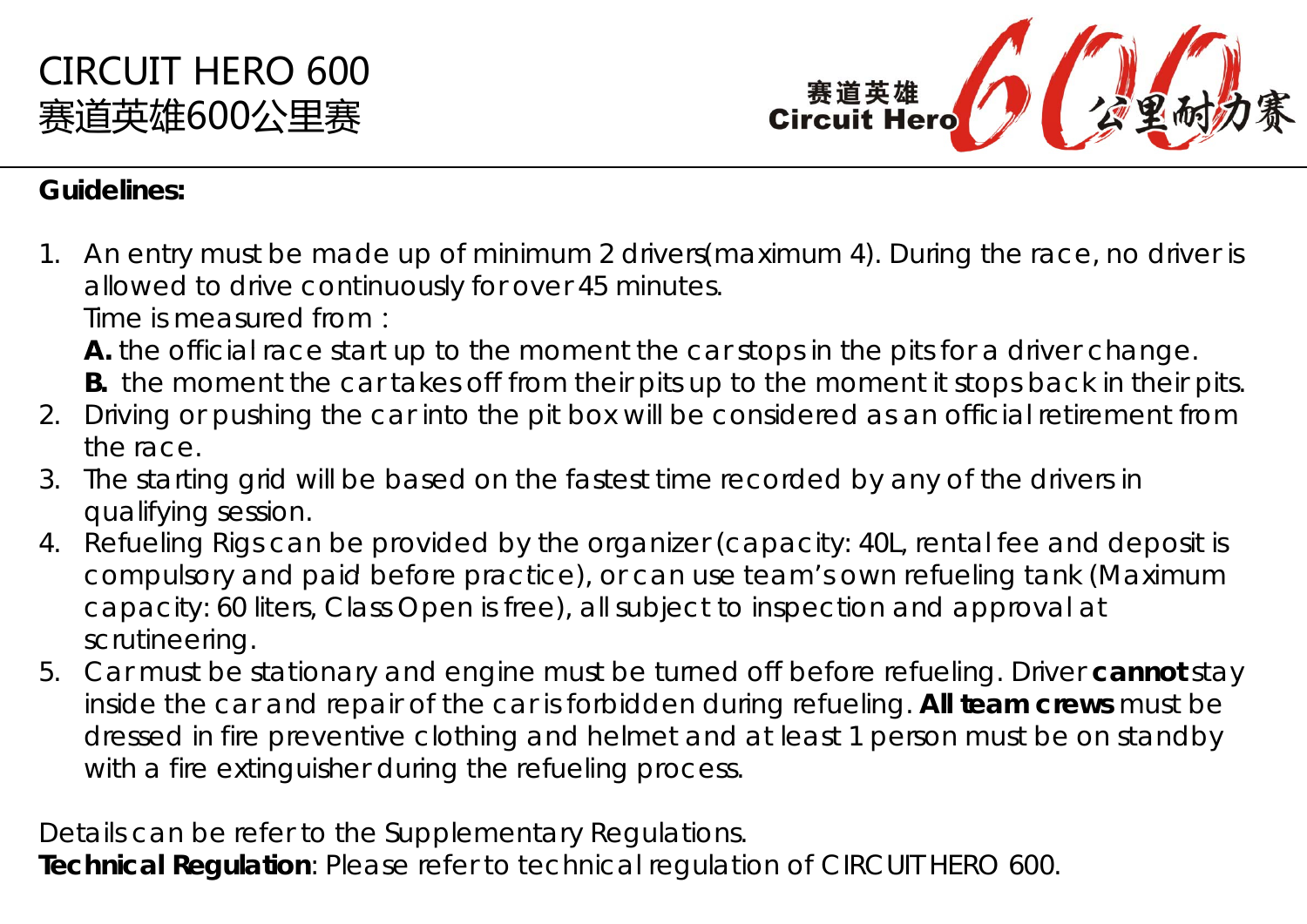**Guidelines:**

1. An entry must be made up of minimum 2 drivers(maximum 4). During the race, no driver is allowed to drive continuously for over 45 minutes.
   Time is measured from :
   **A.** the official race start up to the moment the car stops in the pits for a driver change.
   **B.** the moment the car takes off from their pits up to the moment it stops back in their pits.
2. Driving or pushing the car into the pit box will be considered as an official retirement from the race.
3. The starting grid will be based on the fastest time recorded by any of the drivers in qualifying session.
4. Refueling Rigs can be provided by the organizer (capacity: 40L, rental fee and deposit is compulsory and paid before practice), or can use team's own refueling tank (Maximum capacity: 60 liters, Class Open is free), all subject to inspection and approval at scrutineering.
5. Car must be stationary and engine must be turned off before refueling. Driver **cannot** stay inside the car and repair of the car is forbidden during refueling. **All team crews** must be dressed in fire preventive clothing and helmet and at least 1 person must be on standby with a fire extinguisher during the refueling process.

Details can be refer to the Supplementary Regulations.

**Technical Regulation**: Please refer to technical regulation of CIRCUIT HERO 600.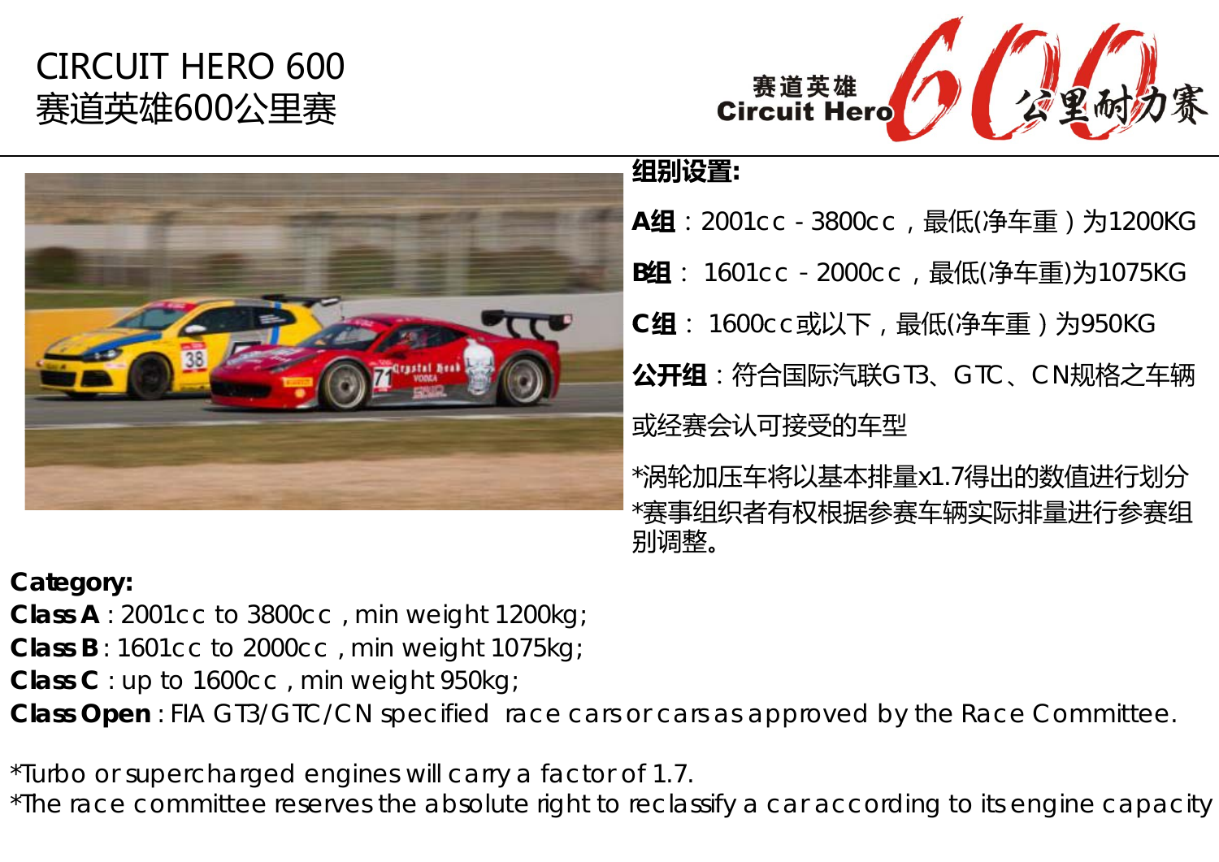# CIRCUIT HERO 600
# 赛道英雄600公里赛

赛道英雄 Circuit Hero 600 公里耐力赛

**组别设置:**

**A组**：2001cc - 3800cc，最低(净车重）为1200KG

**B组**： 1601cc - 2000cc，最低(净车重)为1075KG

**C组**： 1600cc或以下，最低(净车重）为950KG

**公开组**：符合国际汽联GT3、GTC、CN规格之车辆或经赛会认可接受的车型

*涡轮加压车将以基本排量x1.7得出的数值进行划分
*赛事组织者有权根据参赛车辆实际排量进行参赛组别调整。

**Category:**
**Class A** : 2001cc to 3800cc , min weight 1200kg;
**Class B** : 1601cc to 2000cc , min weight 1075kg;
**Class C** : up to 1600cc , min weight 950kg;
**Class Open** : FIA GT3/GTC/CN specified race cars or cars as approved by the Race Committee.

*Turbo or supercharged engines will carry a factor of 1.7.
*The race committee reserves the absolute right to reclassify a car according to its engine capacity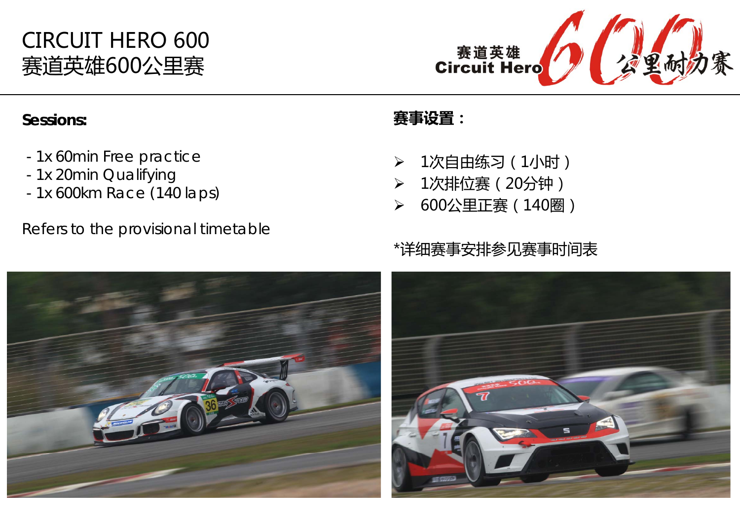# CIRCUIT HERO 600
# 赛道英雄600公里赛

**Sessions:**

- 1x 60min Free practice
- 1x 20min Qualifying
- 1x 600km Race (140 laps)

Refers to the provisional timetable

**赛事设置：**

- 1次自由练习（1小时）
- 1次排位赛（20分钟）
- 600公里正赛（140圈）

*详细赛事安排参见赛事时间表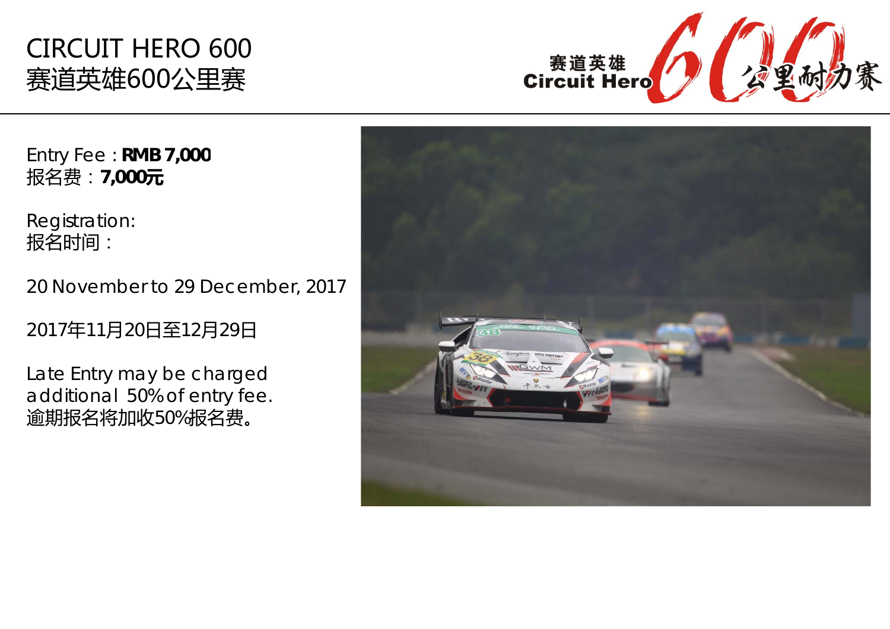# CIRCUIT HERO 600
# 赛道英雄600公里赛

Entry Fee : **RMB 7,000**
报名费：**7,000元**

Registration:
报名时间：

20 November to 29 December, 2017

2017年11月20日至12月29日

Late Entry may be charged additional 50% of entry fee.
逾期报名将加收50%报名费。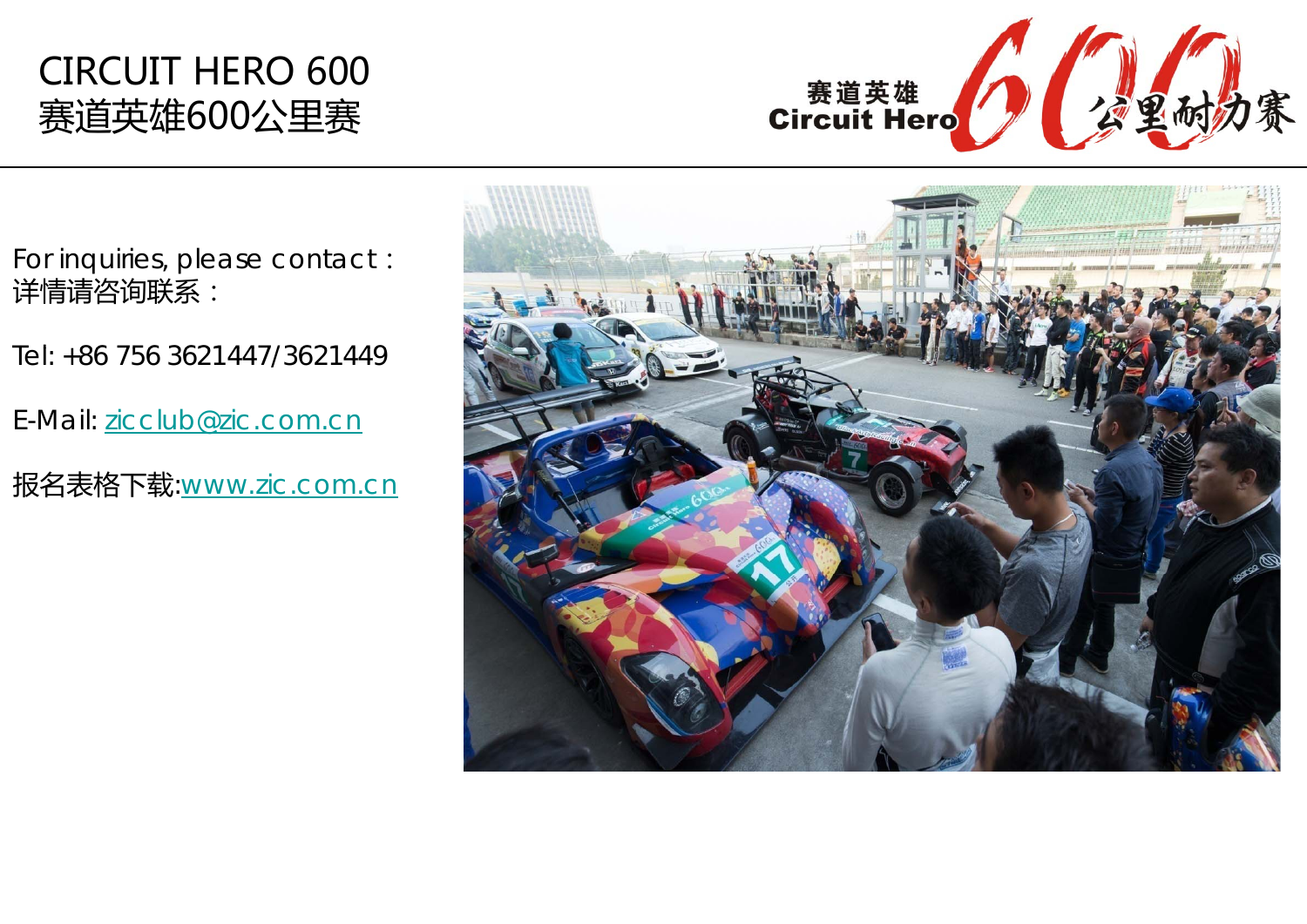# CIRCUIT HERO 600
# 赛道英雄600公里赛

For inquiries, please contact :
详情请咨询联系：

Tel: +86 756 3621447/3621449

E-Mail: zicclub@zic.com.cn

报名表格下载:www.zic.com.cn